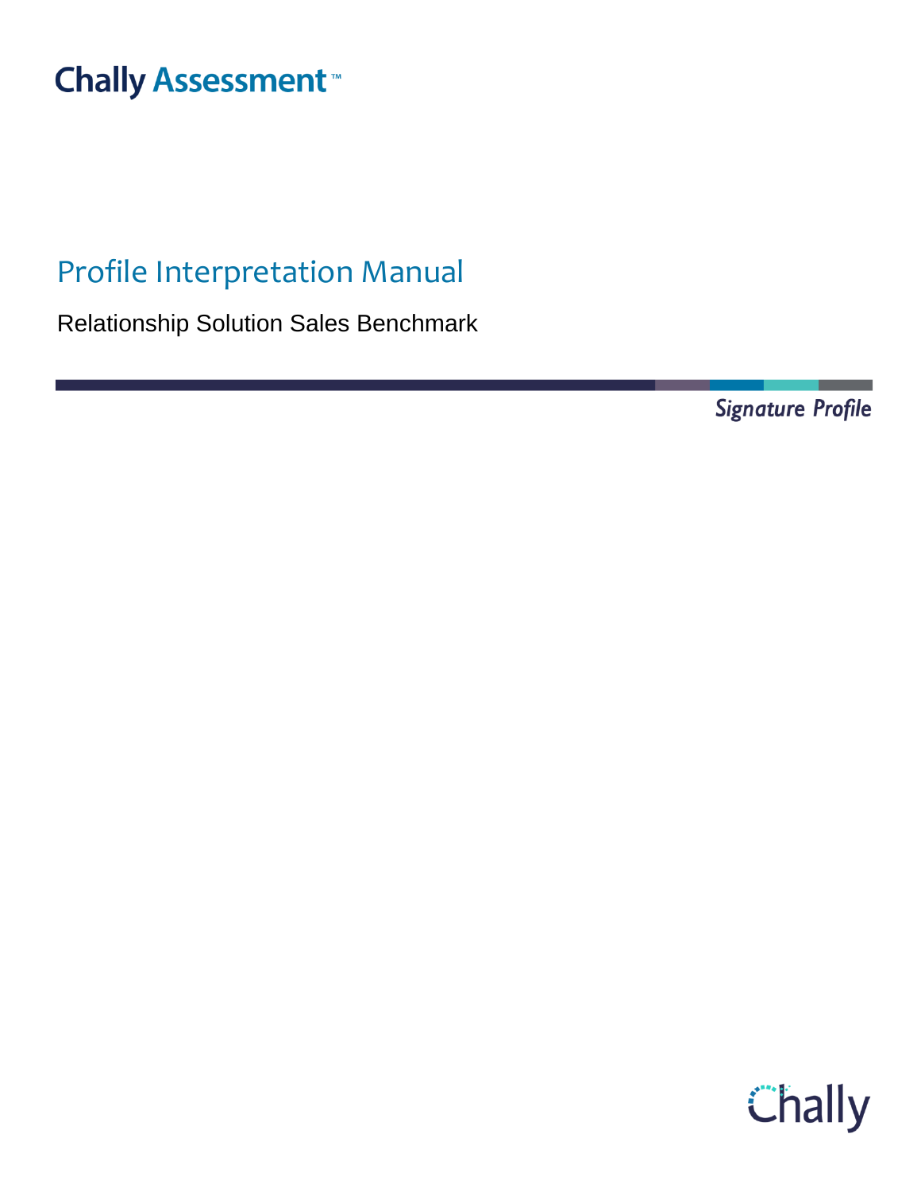Chally Assessment™

# Profile Interpretation Manual

Relationship Solution Sales Benchmark

*Signature Profile*

Chally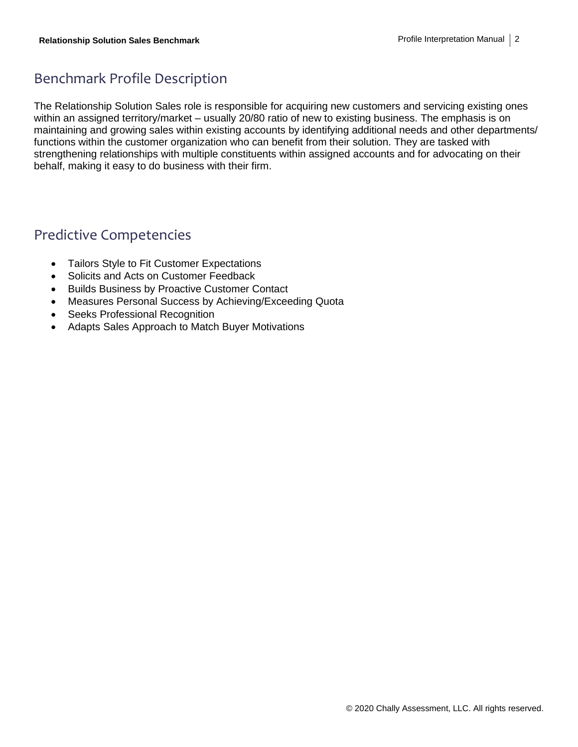## Benchmark Profile Description

The Relationship Solution Sales role is responsible for acquiring new customers and servicing existing ones within an assigned territory/market – usually 20/80 ratio of new to existing business. The emphasis is on maintaining and growing sales within existing accounts by identifying additional needs and other departments/ functions within the customer organization who can benefit from their solution. They are tasked with strengthening relationships with multiple constituents within assigned accounts and for advocating on their behalf, making it easy to do business with their firm.

## Predictive Competencies

- Tailors Style to Fit Customer Expectations
- Solicits and Acts on Customer Feedback
- Builds Business by Proactive Customer Contact
- Measures Personal Success by Achieving/Exceeding Quota
- Seeks Professional Recognition
- Adapts Sales Approach to Match Buyer Motivations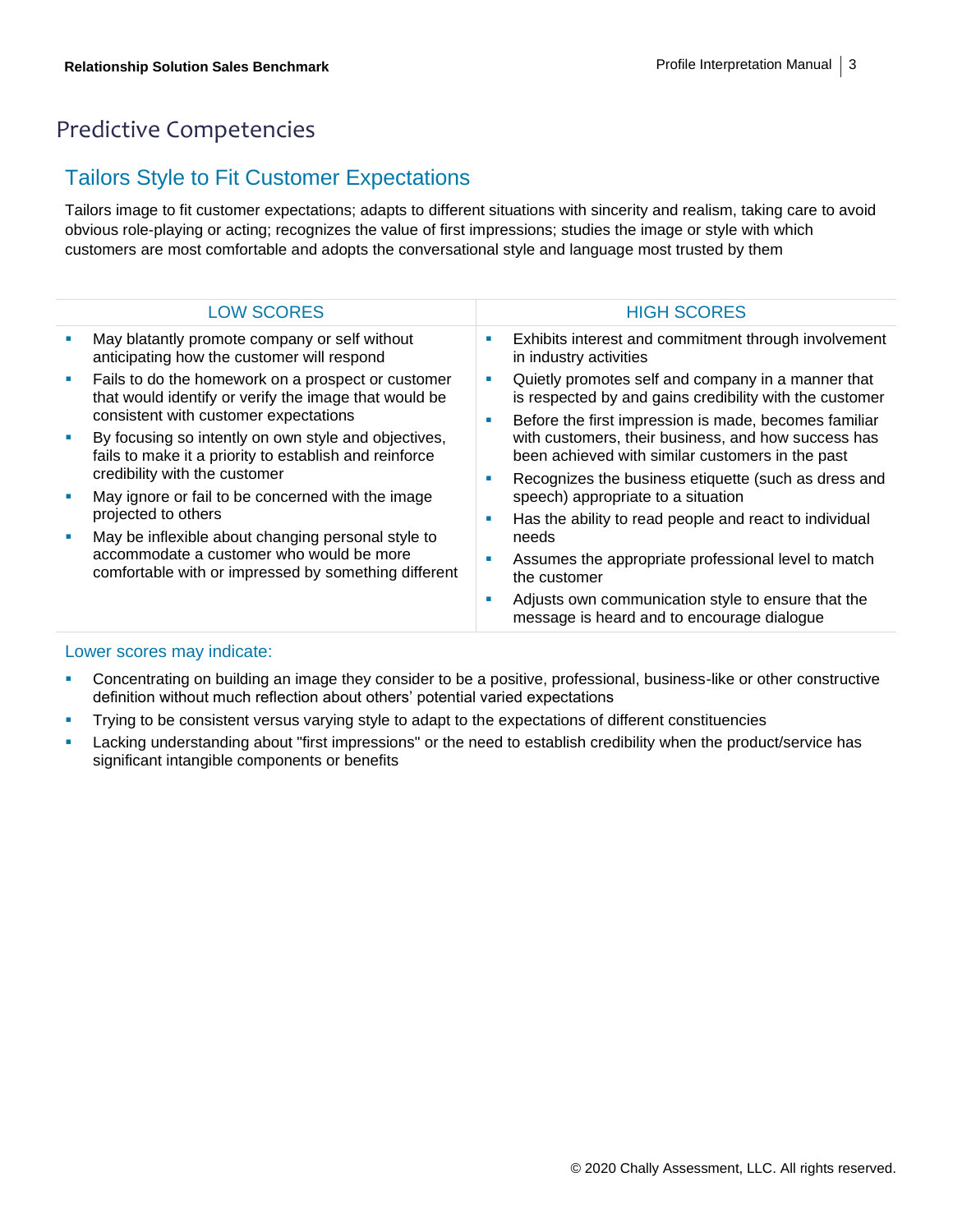# Predictive Competencies

## Tailors Style to Fit Customer Expectations

Tailors image to fit customer expectations; adapts to different situations with sincerity and realism, taking care to avoid obvious role-playing or acting; recognizes the value of first impressions; studies the image or style with which customers are most comfortable and adopts the conversational style and language most trusted by them

| LOW SCORES | HIGH SCORES |
|---|---|
| ▪ May blatantly promote company or self without anticipating how the customer will respond<br>▪ Fails to do the homework on a prospect or customer that would identify or verify the image that would be consistent with customer expectations<br>▪ By focusing so intently on own style and objectives, fails to make it a priority to establish and reinforce credibility with the customer<br>▪ May ignore or fail to be concerned with the image projected to others<br>▪ May be inflexible about changing personal style to accommodate a customer who would be more comfortable with or impressed by something different | ▪ Exhibits interest and commitment through involvement in industry activities<br>▪ Quietly promotes self and company in a manner that is respected by and gains credibility with the customer<br>▪ Before the first impression is made, becomes familiar with customers, their business, and how success has been achieved with similar customers in the past<br>▪ Recognizes the business etiquette (such as dress and speech) appropriate to a situation<br>▪ Has the ability to read people and react to individual needs<br>▪ Assumes the appropriate professional level to match the customer<br>▪ Adjusts own communication style to ensure that the message is heard and to encourage dialogue |

### Lower scores may indicate:

- Concentrating on building an image they consider to be a positive, professional, business-like or other constructive definition without much reflection about others' potential varied expectations
- Trying to be consistent versus varying style to adapt to the expectations of different constituencies
- Lacking understanding about "first impressions" or the need to establish credibility when the product/service has significant intangible components or benefits

© 2020 Chally Assessment, LLC. All rights reserved.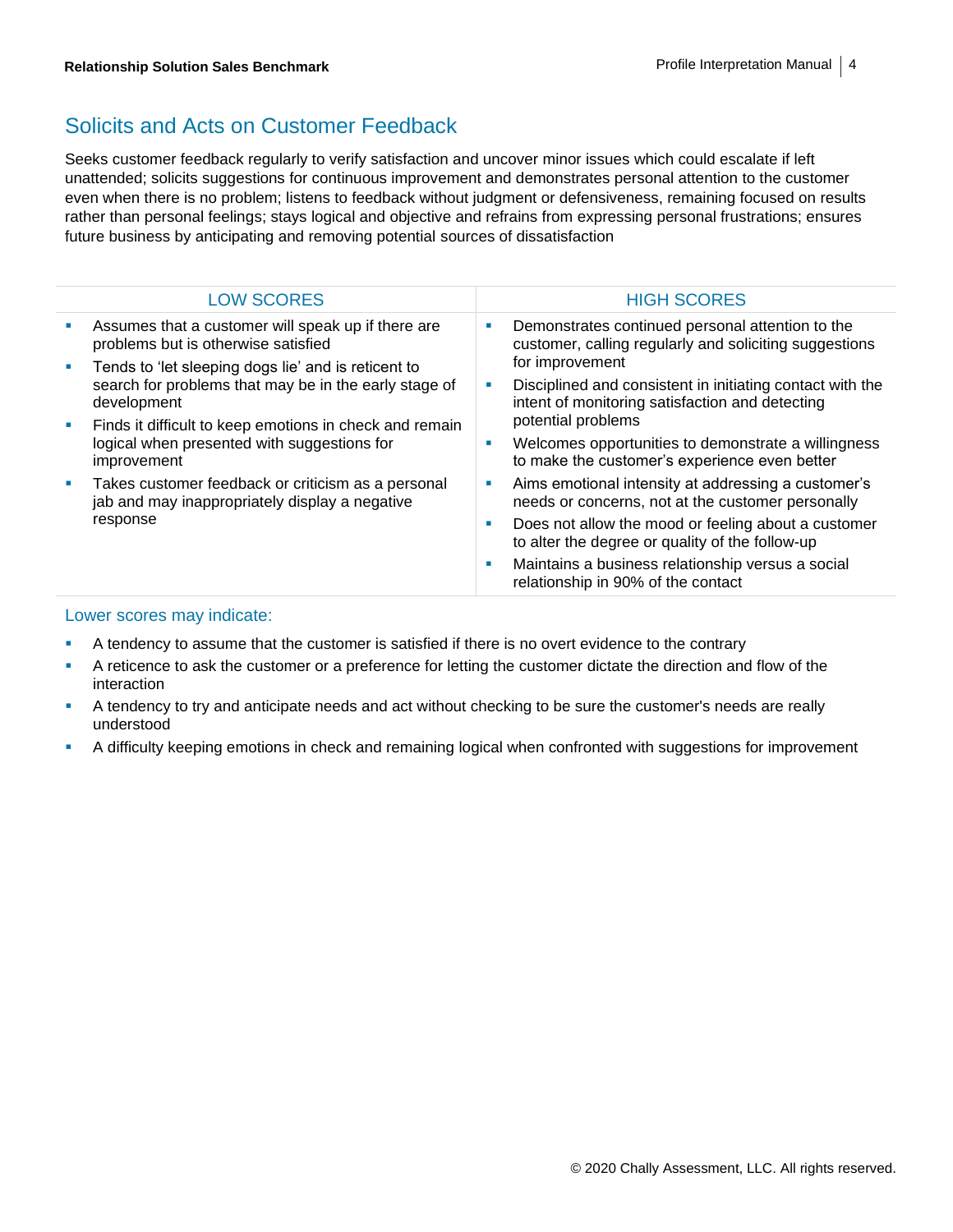## Solicits and Acts on Customer Feedback

Seeks customer feedback regularly to verify satisfaction and uncover minor issues which could escalate if left unattended; solicits suggestions for continuous improvement and demonstrates personal attention to the customer even when there is no problem; listens to feedback without judgment or defensiveness, remaining focused on results rather than personal feelings; stays logical and objective and refrains from expressing personal frustrations; ensures future business by anticipating and removing potential sources of dissatisfaction

| LOW SCORES | HIGH SCORES |
|---|---|
| ▪ Assumes that a customer will speak up if there are problems but is otherwise satisfied<br>▪ Tends to 'let sleeping dogs lie' and is reticent to search for problems that may be in the early stage of development<br>▪ Finds it difficult to keep emotions in check and remain logical when presented with suggestions for improvement<br>▪ Takes customer feedback or criticism as a personal jab and may inappropriately display a negative response | ▪ Demonstrates continued personal attention to the customer, calling regularly and soliciting suggestions for improvement<br>▪ Disciplined and consistent in initiating contact with the intent of monitoring satisfaction and detecting potential problems<br>▪ Welcomes opportunities to demonstrate a willingness to make the customer's experience even better<br>▪ Aims emotional intensity at addressing a customer's needs or concerns, not at the customer personally<br>▪ Does not allow the mood or feeling about a customer to alter the degree or quality of the follow-up<br>▪ Maintains a business relationship versus a social relationship in 90% of the contact |

### Lower scores may indicate:

- A tendency to assume that the customer is satisfied if there is no overt evidence to the contrary
- A reticence to ask the customer or a preference for letting the customer dictate the direction and flow of the interaction
- A tendency to try and anticipate needs and act without checking to be sure the customer's needs are really understood
- A difficulty keeping emotions in check and remaining logical when confronted with suggestions for improvement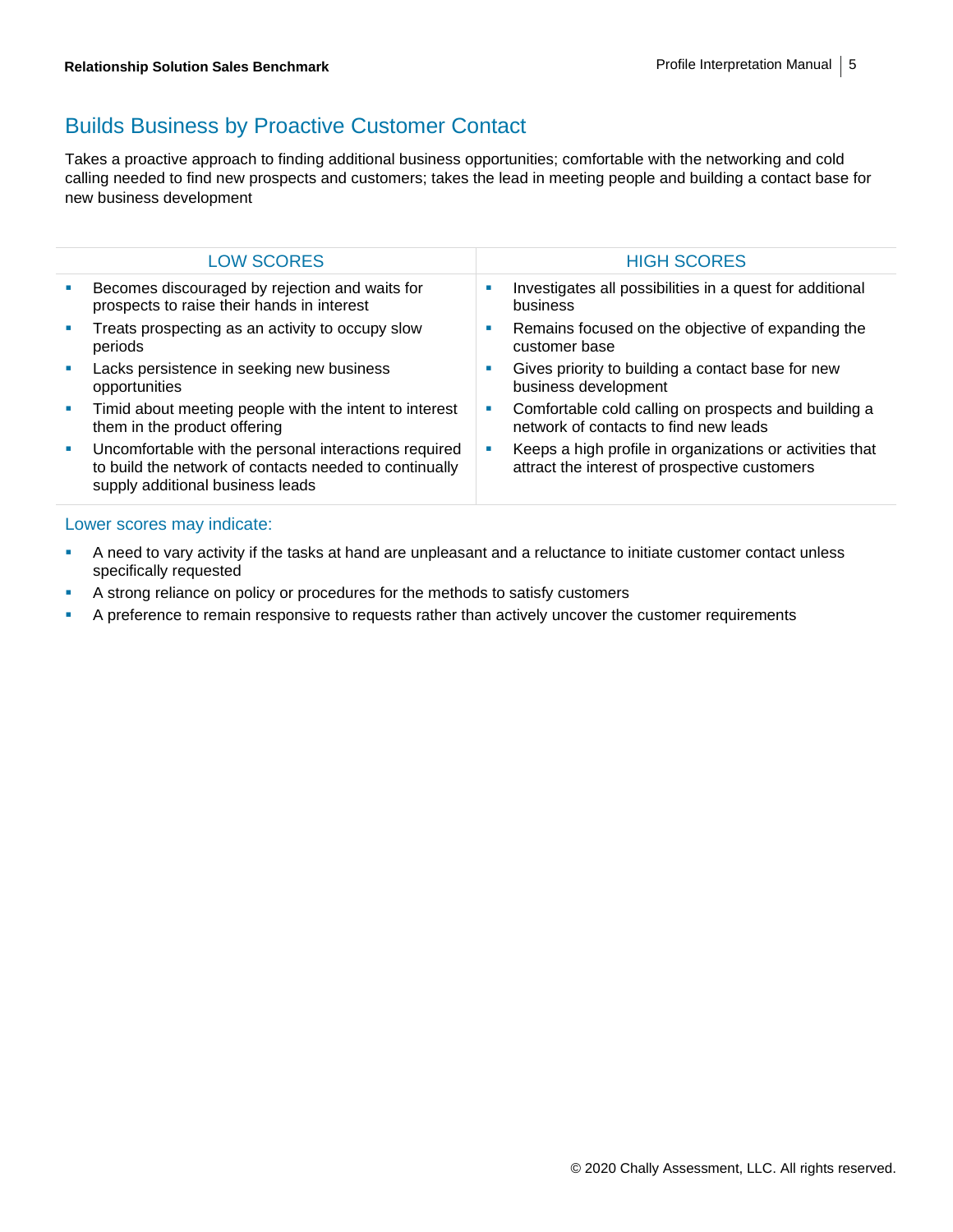## Builds Business by Proactive Customer Contact

Takes a proactive approach to finding additional business opportunities; comfortable with the networking and cold calling needed to find new prospects and customers; takes the lead in meeting people and building a contact base for new business development

| LOW SCORES | HIGH SCORES |
|---|---|
| ▪ Becomes discouraged by rejection and waits for prospects to raise their hands in interest<br>▪ Treats prospecting as an activity to occupy slow periods<br>▪ Lacks persistence in seeking new business opportunities<br>▪ Timid about meeting people with the intent to interest them in the product offering<br>▪ Uncomfortable with the personal interactions required to build the network of contacts needed to continually supply additional business leads | ▪ Investigates all possibilities in a quest for additional business<br>▪ Remains focused on the objective of expanding the customer base<br>▪ Gives priority to building a contact base for new business development<br>▪ Comfortable cold calling on prospects and building a network of contacts to find new leads<br>▪ Keeps a high profile in organizations or activities that attract the interest of prospective customers |

### Lower scores may indicate:

- A need to vary activity if the tasks at hand are unpleasant and a reluctance to initiate customer contact unless specifically requested
- A strong reliance on policy or procedures for the methods to satisfy customers
- A preference to remain responsive to requests rather than actively uncover the customer requirements

© 2020 Chally Assessment, LLC. All rights reserved.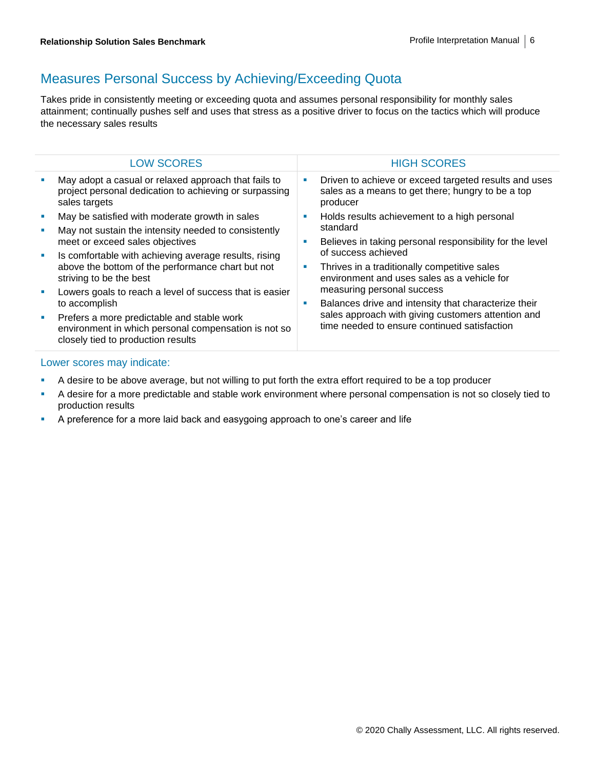## Measures Personal Success by Achieving/Exceeding Quota

Takes pride in consistently meeting or exceeding quota and assumes personal responsibility for monthly sales attainment; continually pushes self and uses that stress as a positive driver to focus on the tactics which will produce the necessary sales results

| LOW SCORES | HIGH SCORES |
| --- | --- |
| ▪ May adopt a casual or relaxed approach that fails to project personal dedication to achieving or surpassing sales targets<br>▪ May be satisfied with moderate growth in sales<br>▪ May not sustain the intensity needed to consistently meet or exceed sales objectives<br>▪ Is comfortable with achieving average results, rising above the bottom of the performance chart but not striving to be the best<br>▪ Lowers goals to reach a level of success that is easier to accomplish<br>▪ Prefers a more predictable and stable work environment in which personal compensation is not so closely tied to production results | ▪ Driven to achieve or exceed targeted results and uses sales as a means to get there; hungry to be a top producer<br>▪ Holds results achievement to a high personal standard<br>▪ Believes in taking personal responsibility for the level of success achieved<br>▪ Thrives in a traditionally competitive sales environment and uses sales as a vehicle for measuring personal success<br>▪ Balances drive and intensity that characterize their sales approach with giving customers attention and time needed to ensure continued satisfaction |

### Lower scores may indicate:

- A desire to be above average, but not willing to put forth the extra effort required to be a top producer
- A desire for a more predictable and stable work environment where personal compensation is not so closely tied to production results
- A preference for a more laid back and easygoing approach to one's career and life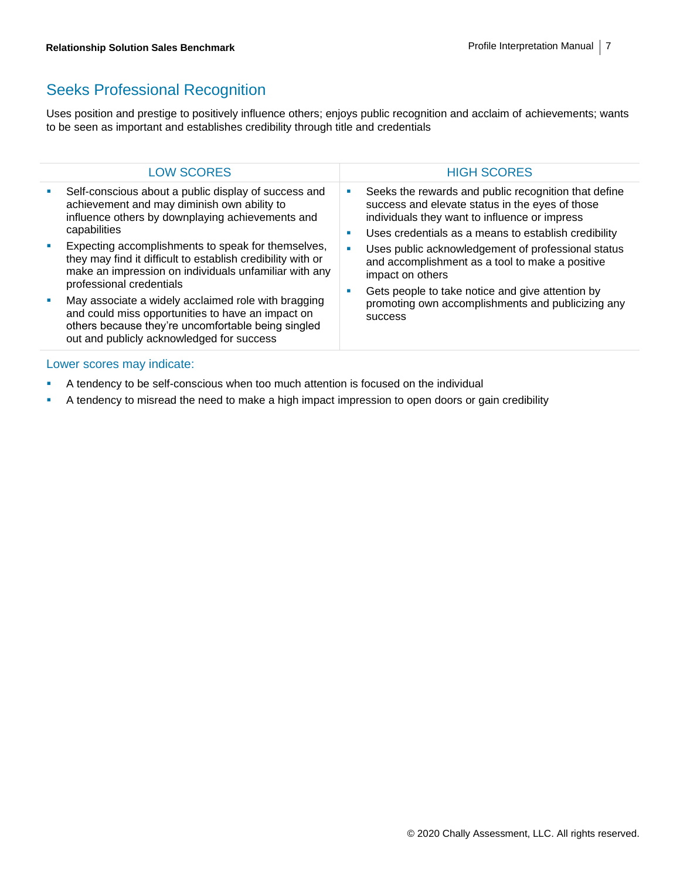## Seeks Professional Recognition

Uses position and prestige to positively influence others; enjoys public recognition and acclaim of achievements; wants to be seen as important and establishes credibility through title and credentials

| LOW SCORES | HIGH SCORES |
| --- | --- |
| ▪ Self-conscious about a public display of success and achievement and may diminish own ability to influence others by downplaying achievements and capabilities<br>▪ Expecting accomplishments to speak for themselves, they may find it difficult to establish credibility with or make an impression on individuals unfamiliar with any professional credentials<br>▪ May associate a widely acclaimed role with bragging and could miss opportunities to have an impact on others because they're uncomfortable being singled out and publicly acknowledged for success | ▪ Seeks the rewards and public recognition that define success and elevate status in the eyes of those individuals they want to influence or impress<br>▪ Uses credentials as a means to establish credibility<br>▪ Uses public acknowledgement of professional status and accomplishment as a tool to make a positive impact on others<br>▪ Gets people to take notice and give attention by promoting own accomplishments and publicizing any success |

### Lower scores may indicate:

- A tendency to be self-conscious when too much attention is focused on the individual
- A tendency to misread the need to make a high impact impression to open doors or gain credibility

© 2020 Chally Assessment, LLC. All rights reserved.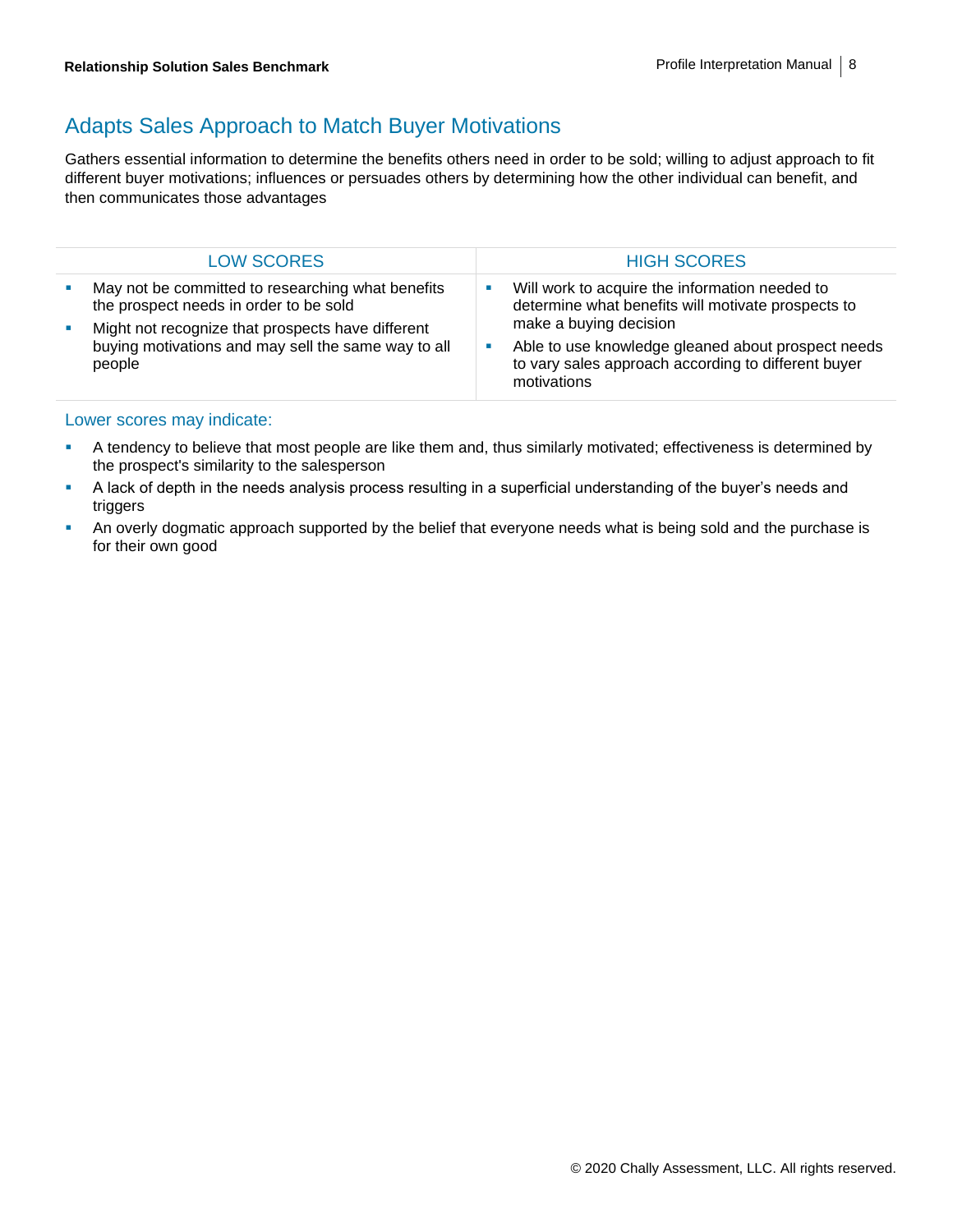## Adapts Sales Approach to Match Buyer Motivations

Gathers essential information to determine the benefits others need in order to be sold; willing to adjust approach to fit different buyer motivations; influences or persuades others by determining how the other individual can benefit, and then communicates those advantages

| LOW SCORES | HIGH SCORES |
| --- | --- |
| ▪ May not be committed to researching what benefits the prospect needs in order to be sold<br>▪ Might not recognize that prospects have different buying motivations and may sell the same way to all people | ▪ Will work to acquire the information needed to determine what benefits will motivate prospects to make a buying decision<br>▪ Able to use knowledge gleaned about prospect needs to vary sales approach according to different buyer motivations |

### Lower scores may indicate:

- A tendency to believe that most people are like them and, thus similarly motivated; effectiveness is determined by the prospect's similarity to the salesperson
- A lack of depth in the needs analysis process resulting in a superficial understanding of the buyer's needs and triggers
- An overly dogmatic approach supported by the belief that everyone needs what is being sold and the purchase is for their own good

© 2020 Chally Assessment, LLC. All rights reserved.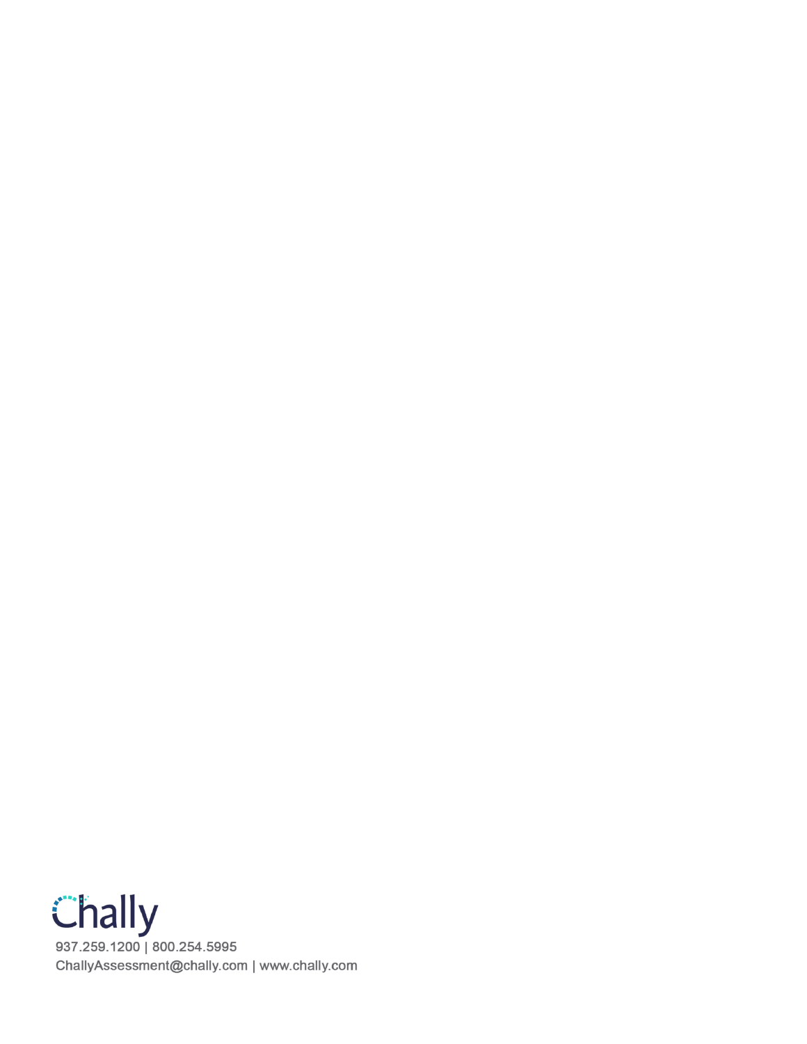Chally

937.259.1200 | 800.254.5995

ChallyAssessment@chally.com | www.chally.com